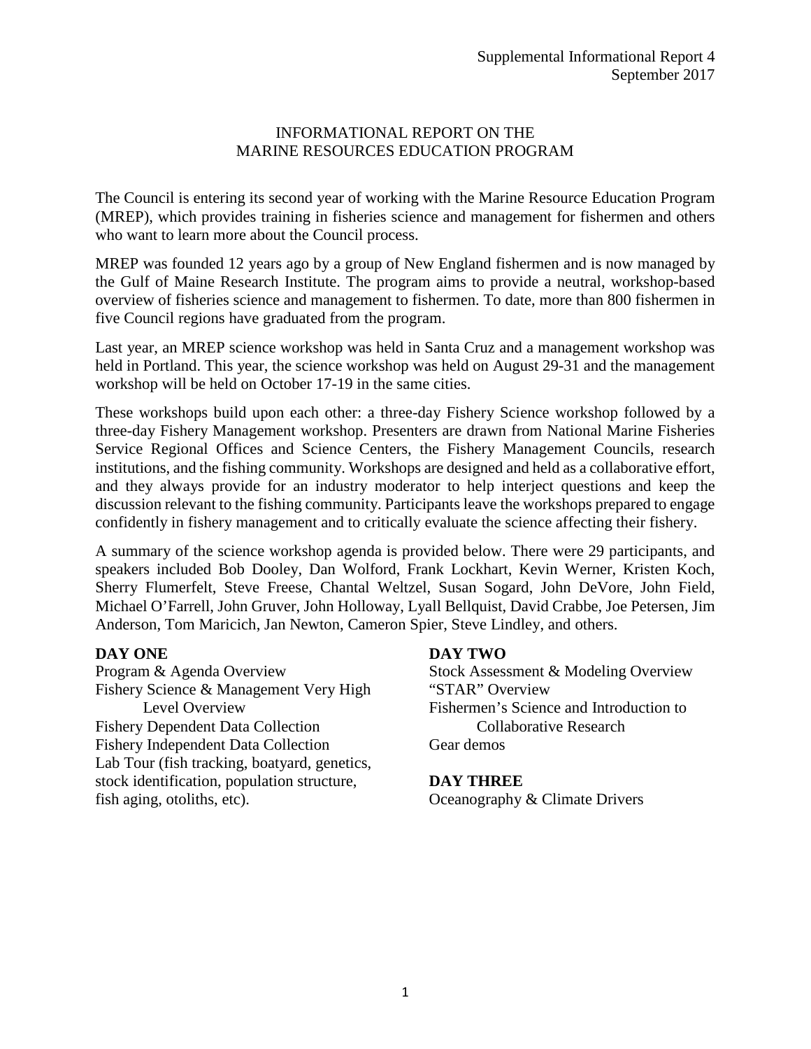Supplemental Informational Report 4
September 2017

# INFORMATIONAL REPORT ON THE MARINE RESOURCES EDUCATION PROGRAM

The Council is entering its second year of working with the Marine Resource Education Program (MREP), which provides training in fisheries science and management for fishermen and others who want to learn more about the Council process.

MREP was founded 12 years ago by a group of New England fishermen and is now managed by the Gulf of Maine Research Institute. The program aims to provide a neutral, workshop-based overview of fisheries science and management to fishermen. To date, more than 800 fishermen in five Council regions have graduated from the program.

Last year, an MREP science workshop was held in Santa Cruz and a management workshop was held in Portland. This year, the science workshop was held on August 29-31 and the management workshop will be held on October 17-19 in the same cities.

These workshops build upon each other: a three-day Fishery Science workshop followed by a three-day Fishery Management workshop. Presenters are drawn from National Marine Fisheries Service Regional Offices and Science Centers, the Fishery Management Councils, research institutions, and the fishing community. Workshops are designed and held as a collaborative effort, and they always provide for an industry moderator to help interject questions and keep the discussion relevant to the fishing community. Participants leave the workshops prepared to engage confidently in fishery management and to critically evaluate the science affecting their fishery.

A summary of the science workshop agenda is provided below. There were 29 participants, and speakers included Bob Dooley, Dan Wolford, Frank Lockhart, Kevin Werner, Kristen Koch, Sherry Flumerfelt, Steve Freese, Chantal Weltzel, Susan Sogard, John DeVore, John Field, Michael O'Farrell, John Gruver, John Holloway, Lyall Bellquist, David Crabbe, Joe Petersen, Jim Anderson, Tom Maricich, Jan Newton, Cameron Spier, Steve Lindley, and others.

**DAY ONE**

Program & Agenda Overview
Fishery Science & Management Very High Level Overview
Fishery Dependent Data Collection
Fishery Independent Data Collection
Lab Tour (fish tracking, boatyard, genetics, stock identification, population structure, fish aging, otoliths, etc).

**DAY TWO**

Stock Assessment & Modeling Overview
"STAR" Overview
Fishermen's Science and Introduction to Collaborative Research
Gear demos

**DAY THREE**

Oceanography & Climate Drivers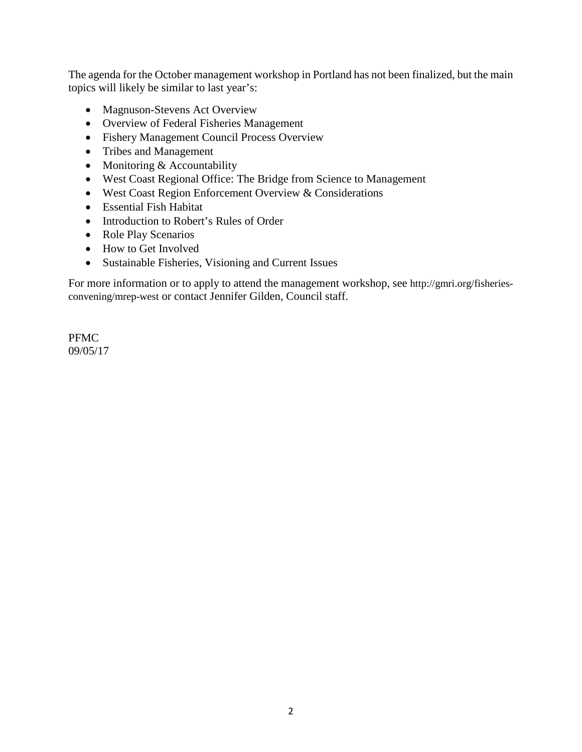The agenda for the October management workshop in Portland has not been finalized, but the main topics will likely be similar to last year's:

- Magnuson-Stevens Act Overview
- Overview of Federal Fisheries Management
- Fishery Management Council Process Overview
- Tribes and Management
- Monitoring & Accountability
- West Coast Regional Office: The Bridge from Science to Management
- West Coast Region Enforcement Overview & Considerations
- Essential Fish Habitat
- Introduction to Robert's Rules of Order
- Role Play Scenarios
- How to Get Involved
- Sustainable Fisheries, Visioning and Current Issues

For more information or to apply to attend the management workshop, see http://gmri.org/fisheries-convening/mrep-west or contact Jennifer Gilden, Council staff.

PFMC
09/05/17